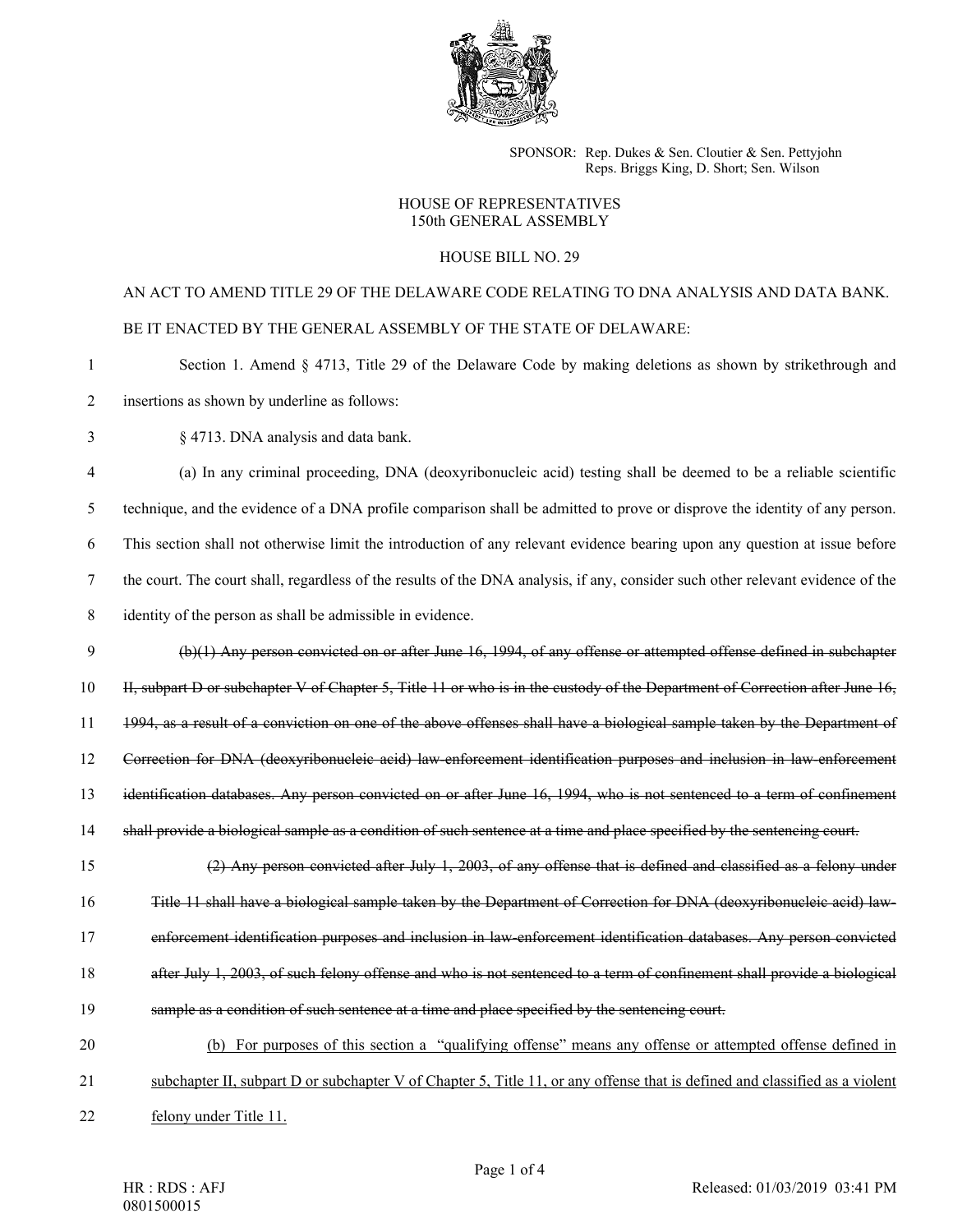SPONSOR: Rep. Dukes & Sen. Cloutier & Sen. Pettyjohn
Reps. Briggs King, D. Short; Sen. Wilson

HOUSE OF REPRESENTATIVES
150th GENERAL ASSEMBLY

HOUSE BILL NO. 29

AN ACT TO AMEND TITLE 29 OF THE DELAWARE CODE RELATING TO DNA ANALYSIS AND DATA BANK.

BE IT ENACTED BY THE GENERAL ASSEMBLY OF THE STATE OF DELAWARE:

1 Section 1. Amend § 4713, Title 29 of the Delaware Code by making deletions as shown by strikethrough and
2 insertions as shown by underline as follows:

3 § 4713. DNA analysis and data bank.

4 (a) In any criminal proceeding, DNA (deoxyribonucleic acid) testing shall be deemed to be a reliable scientific
5 technique, and the evidence of a DNA profile comparison shall be admitted to prove or disprove the identity of any person.
6 This section shall not otherwise limit the introduction of any relevant evidence bearing upon any question at issue before
7 the court. The court shall, regardless of the results of the DNA analysis, if any, consider such other relevant evidence of the
8 identity of the person as shall be admissible in evidence.

9 ~~(b)(1) Any person convicted on or after June 16, 1994, of any offense or attempted offense defined in subchapter~~
10 ~~II, subpart D or subchapter V of Chapter 5, Title 11 or who is in the custody of the Department of Correction after June 16,~~
11 ~~1994, as a result of a conviction on one of the above offenses shall have a biological sample taken by the Department of~~
12 ~~Correction for DNA (deoxyribonucleic acid) law-enforcement identification purposes and inclusion in law-enforcement~~
13 ~~identification databases. Any person convicted on or after June 16, 1994, who is not sentenced to a term of confinement~~
14 ~~shall provide a biological sample as a condition of such sentence at a time and place specified by the sentencing court.~~

15 ~~(2) Any person convicted after July 1, 2003, of any offense that is defined and classified as a felony under~~
16 ~~Title 11 shall have a biological sample taken by the Department of Correction for DNA (deoxyribonucleic acid) law-~~
17 ~~enforcement identification purposes and inclusion in law-enforcement identification databases. Any person convicted~~
18 ~~after July 1, 2003, of such felony offense and who is not sentenced to a term of confinement shall provide a biological~~
19 ~~sample as a condition of such sentence at a time and place specified by the sentencing court.~~

20 <u>(b) For purposes of this section a "qualifying offense" means any offense or attempted offense defined in</u>
21 <u>subchapter II, subpart D or subchapter V of Chapter 5, Title 11, or any offense that is defined and classified as a violent</u>
22 <u>felony under Title 11.</u>

HR : RDS : AFJ
0801500015

Released: 01/03/2019 03:41 PM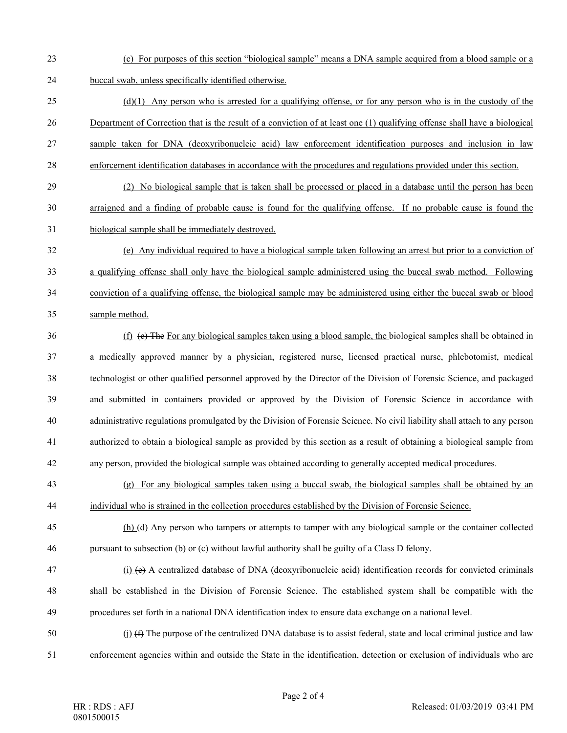(c) For purposes of this section "biological sample" means a DNA sample acquired from a blood sample or a buccal swab, unless specifically identified otherwise.

(d)(1) Any person who is arrested for a qualifying offense, or for any person who is in the custody of the Department of Correction that is the result of a conviction of at least one (1) qualifying offense shall have a biological sample taken for DNA (deoxyribonucleic acid) law enforcement identification purposes and inclusion in law enforcement identification databases in accordance with the procedures and regulations provided under this section.

(2) No biological sample that is taken shall be processed or placed in a database until the person has been arraigned and a finding of probable cause is found for the qualifying offense. If no probable cause is found the biological sample shall be immediately destroyed.

(e) Any individual required to have a biological sample taken following an arrest but prior to a conviction of a qualifying offense shall only have the biological sample administered using the buccal swab method. Following conviction of a qualifying offense, the biological sample may be administered using either the buccal swab or blood sample method.

(f) ~~(c) The~~ For any biological samples taken using a blood sample, the biological samples shall be obtained in a medically approved manner by a physician, registered nurse, licensed practical nurse, phlebotomist, medical technologist or other qualified personnel approved by the Director of the Division of Forensic Science, and packaged and submitted in containers provided or approved by the Division of Forensic Science in accordance with administrative regulations promulgated by the Division of Forensic Science. No civil liability shall attach to any person authorized to obtain a biological sample as provided by this section as a result of obtaining a biological sample from any person, provided the biological sample was obtained according to generally accepted medical procedures.

(g) For any biological samples taken using a buccal swab, the biological samples shall be obtained by an individual who is strained in the collection procedures established by the Division of Forensic Science.

(h) ~~(d)~~ Any person who tampers or attempts to tamper with any biological sample or the container collected pursuant to subsection (b) or (c) without lawful authority shall be guilty of a Class D felony.

(i) ~~(e)~~ A centralized database of DNA (deoxyribonucleic acid) identification records for convicted criminals shall be established in the Division of Forensic Science. The established system shall be compatible with the procedures set forth in a national DNA identification index to ensure data exchange on a national level.

(j) ~~(f)~~ The purpose of the centralized DNA database is to assist federal, state and local criminal justice and law enforcement agencies within and outside the State in the identification, detection or exclusion of individuals who are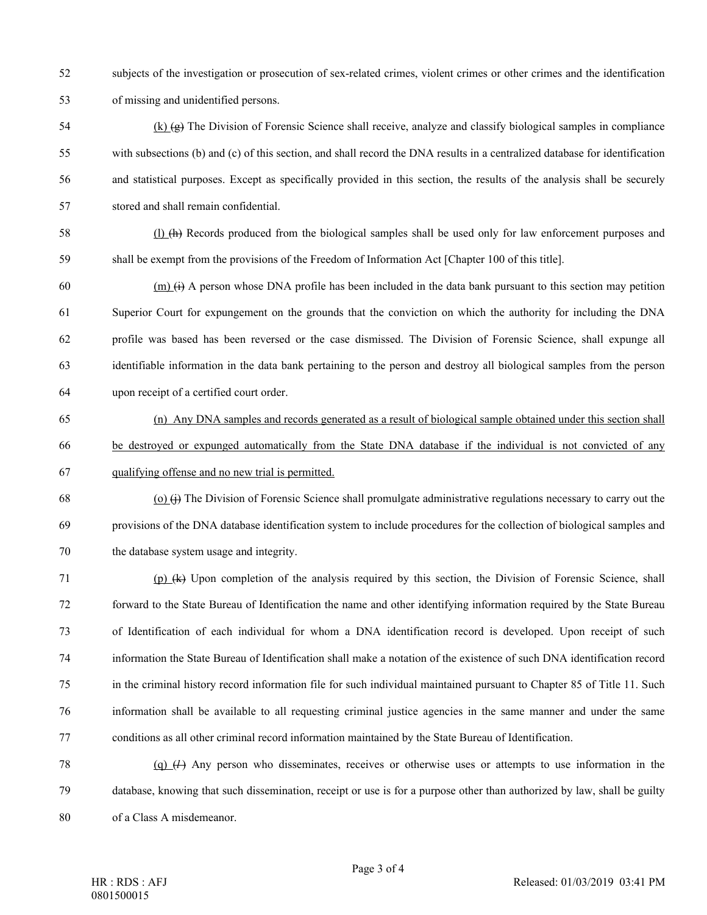subjects of the investigation or prosecution of sex-related crimes, violent crimes or other crimes and the identification of missing and unidentified persons.

(k) ~~(g)~~ The Division of Forensic Science shall receive, analyze and classify biological samples in compliance with subsections (b) and (c) of this section, and shall record the DNA results in a centralized database for identification and statistical purposes. Except as specifically provided in this section, the results of the analysis shall be securely stored and shall remain confidential.

(l) ~~(h)~~ Records produced from the biological samples shall be used only for law enforcement purposes and shall be exempt from the provisions of the Freedom of Information Act [Chapter 100 of this title].

(m) ~~(i)~~ A person whose DNA profile has been included in the data bank pursuant to this section may petition Superior Court for expungement on the grounds that the conviction on which the authority for including the DNA profile was based has been reversed or the case dismissed. The Division of Forensic Science, shall expunge all identifiable information in the data bank pertaining to the person and destroy all biological samples from the person upon receipt of a certified court order.

(n) Any DNA samples and records generated as a result of biological sample obtained under this section shall be destroyed or expunged automatically from the State DNA database if the individual is not convicted of any qualifying offense and no new trial is permitted.

(o) ~~(j)~~ The Division of Forensic Science shall promulgate administrative regulations necessary to carry out the provisions of the DNA database identification system to include procedures for the collection of biological samples and the database system usage and integrity.

(p) ~~(k)~~ Upon completion of the analysis required by this section, the Division of Forensic Science, shall forward to the State Bureau of Identification the name and other identifying information required by the State Bureau of Identification of each individual for whom a DNA identification record is developed. Upon receipt of such information the State Bureau of Identification shall make a notation of the existence of such DNA identification record in the criminal history record information file for such individual maintained pursuant to Chapter 85 of Title 11. Such information shall be available to all requesting criminal justice agencies in the same manner and under the same conditions as all other criminal record information maintained by the State Bureau of Identification.

(q) ~~(*l*)~~ Any person who disseminates, receives or otherwise uses or attempts to use information in the database, knowing that such dissemination, receipt or use is for a purpose other than authorized by law, shall be guilty of a Class A misdemeanor.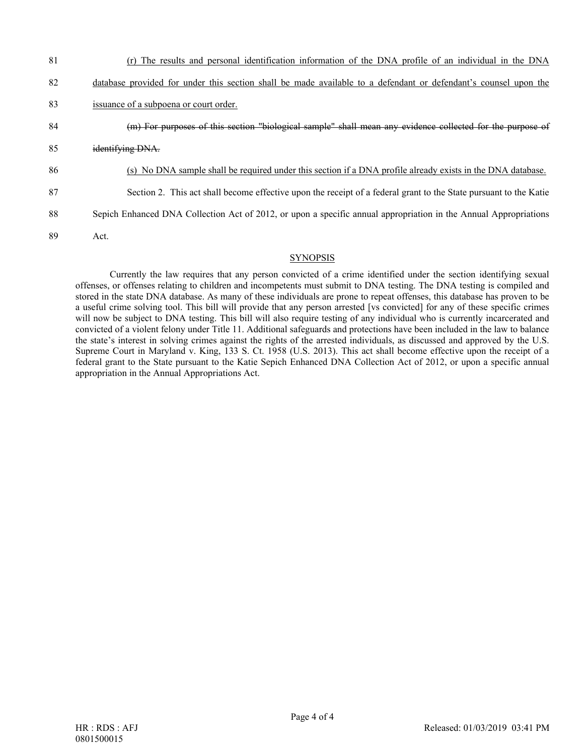(r) The results and personal identification information of the DNA profile of an individual in the DNA database provided for under this section shall be made available to a defendant or defendant's counsel upon the issuance of a subpoena or court order.

~~(m) For purposes of this section "biological sample" shall mean any evidence collected for the purpose of identifying DNA.~~

(s) No DNA sample shall be required under this section if a DNA profile already exists in the DNA database.

Section 2. This act shall become effective upon the receipt of a federal grant to the State pursuant to the Katie Sepich Enhanced DNA Collection Act of 2012, or upon a specific annual appropriation in the Annual Appropriations Act.

## SYNOPSIS

Currently the law requires that any person convicted of a crime identified under the section identifying sexual offenses, or offenses relating to children and incompetents must submit to DNA testing. The DNA testing is compiled and stored in the state DNA database. As many of these individuals are prone to repeat offenses, this database has proven to be a useful crime solving tool. This bill will provide that any person arrested [vs convicted] for any of these specific crimes will now be subject to DNA testing. This bill will also require testing of any individual who is currently incarcerated and convicted of a violent felony under Title 11. Additional safeguards and protections have been included in the law to balance the state's interest in solving crimes against the rights of the arrested individuals, as discussed and approved by the U.S. Supreme Court in Maryland v. King, 133 S. Ct. 1958 (U.S. 2013). This act shall become effective upon the receipt of a federal grant to the State pursuant to the Katie Sepich Enhanced DNA Collection Act of 2012, or upon a specific annual appropriation in the Annual Appropriations Act.

HR : RDS : AFJ
0801500015

Released: 01/03/2019 03:41 PM